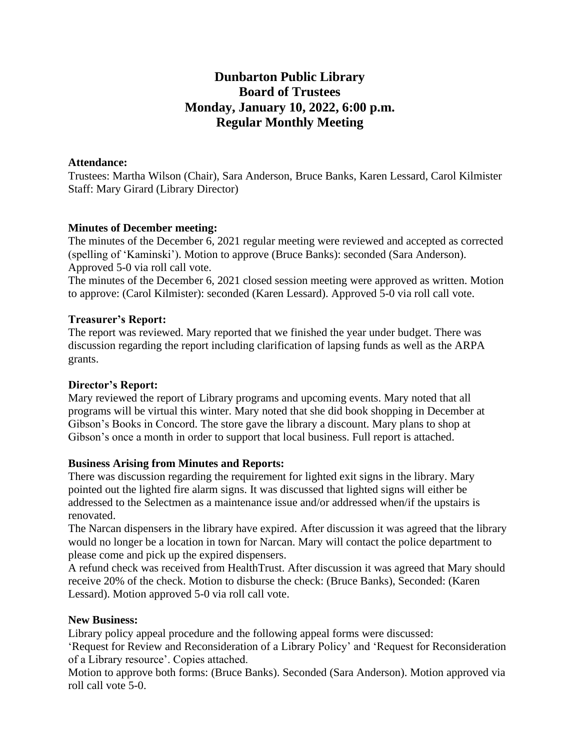# Dunbarton Public Library
# Board of Trustees
# Monday, January 10, 2022, 6:00 p.m.
# Regular Monthly Meeting

**Attendance:**
Trustees: Martha Wilson (Chair), Sara Anderson, Bruce Banks, Karen Lessard, Carol Kilmister
Staff: Mary Girard (Library Director)

**Minutes of December meeting:**
The minutes of the December 6, 2021 regular meeting were reviewed and accepted as corrected (spelling of 'Kaminski'). Motion to approve (Bruce Banks): seconded (Sara Anderson). Approved 5-0 via roll call vote.
The minutes of the December 6, 2021 closed session meeting were approved as written. Motion to approve: (Carol Kilmister): seconded (Karen Lessard). Approved 5-0 via roll call vote.

**Treasurer's Report:**
The report was reviewed. Mary reported that we finished the year under budget. There was discussion regarding the report including clarification of lapsing funds as well as the ARPA grants.

**Director's Report:**
Mary reviewed the report of Library programs and upcoming events. Mary noted that all programs will be virtual this winter. Mary noted that she did book shopping in December at Gibson's Books in Concord. The store gave the library a discount. Mary plans to shop at Gibson's once a month in order to support that local business. Full report is attached.

**Business Arising from Minutes and Reports:**
There was discussion regarding the requirement for lighted exit signs in the library. Mary pointed out the lighted fire alarm signs. It was discussed that lighted signs will either be addressed to the Selectmen as a maintenance issue and/or addressed when/if the upstairs is renovated.
The Narcan dispensers in the library have expired. After discussion it was agreed that the library would no longer be a location in town for Narcan. Mary will contact the police department to please come and pick up the expired dispensers.
A refund check was received from HealthTrust. After discussion it was agreed that Mary should receive 20% of the check. Motion to disburse the check: (Bruce Banks), Seconded: (Karen Lessard). Motion approved 5-0 via roll call vote.

**New Business:**
Library policy appeal procedure and the following appeal forms were discussed:
'Request for Review and Reconsideration of a Library Policy' and 'Request for Reconsideration of a Library resource'. Copies attached.
Motion to approve both forms: (Bruce Banks). Seconded (Sara Anderson). Motion approved via roll call vote 5-0.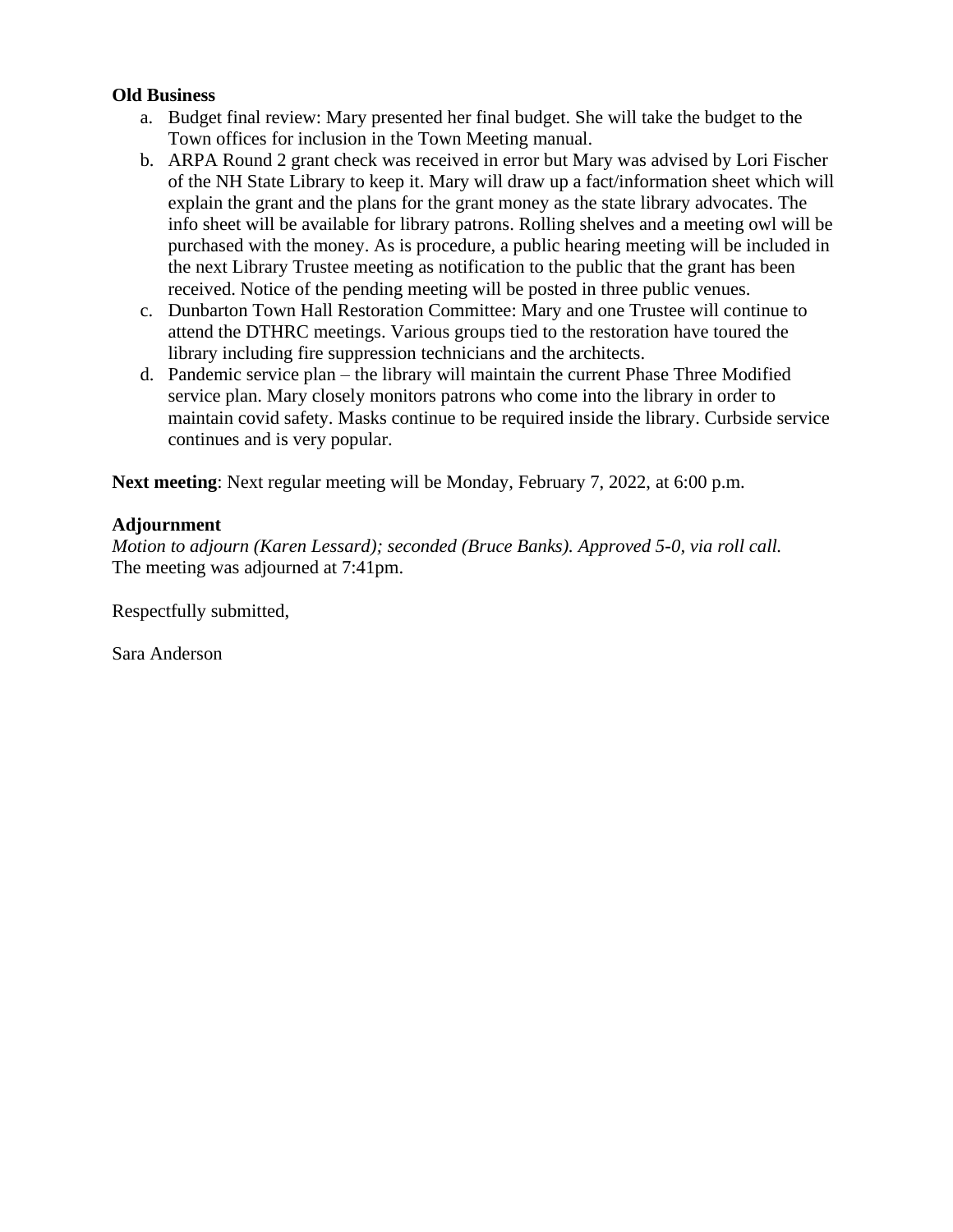**Old Business**

a. Budget final review: Mary presented her final budget. She will take the budget to the Town offices for inclusion in the Town Meeting manual.
b. ARPA Round 2 grant check was received in error but Mary was advised by Lori Fischer of the NH State Library to keep it. Mary will draw up a fact/information sheet which will explain the grant and the plans for the grant money as the state library advocates. The info sheet will be available for library patrons. Rolling shelves and a meeting owl will be purchased with the money. As is procedure, a public hearing meeting will be included in the next Library Trustee meeting as notification to the public that the grant has been received. Notice of the pending meeting will be posted in three public venues.
c. Dunbarton Town Hall Restoration Committee: Mary and one Trustee will continue to attend the DTHRC meetings. Various groups tied to the restoration have toured the library including fire suppression technicians and the architects.
d. Pandemic service plan – the library will maintain the current Phase Three Modified service plan. Mary closely monitors patrons who come into the library in order to maintain covid safety. Masks continue to be required inside the library. Curbside service continues and is very popular.

**Next meeting**: Next regular meeting will be Monday, February 7, 2022, at 6:00 p.m.

**Adjournment**

*Motion to adjourn (Karen Lessard); seconded (Bruce Banks). Approved 5-0, via roll call.*
The meeting was adjourned at 7:41pm.

Respectfully submitted,

Sara Anderson